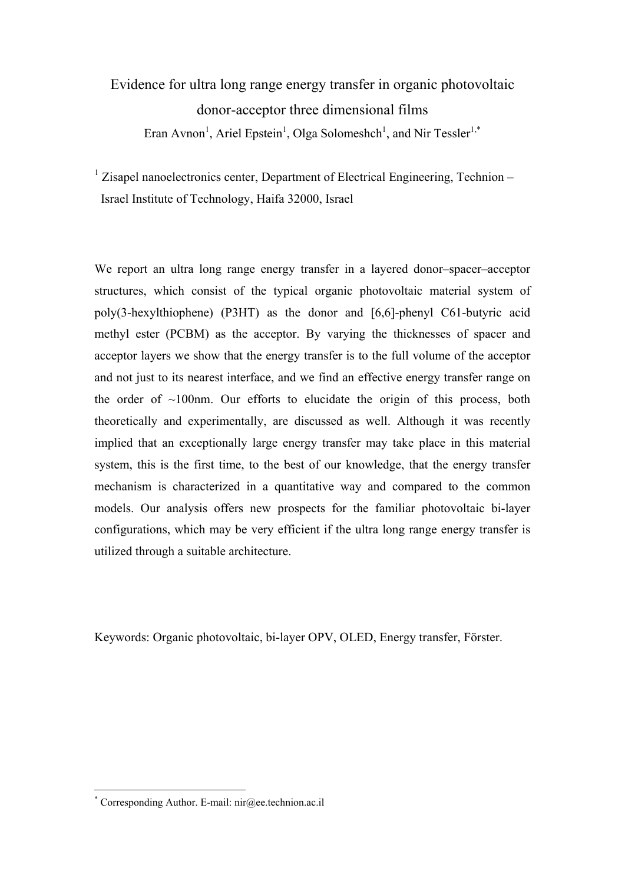# Evidence for ultra long range energy transfer in organic photovoltaic donor-acceptor three dimensional films

Eran Avnon[1], Ariel Epstein[1], Olga Solomeshch[1], and Nir Tessler[1,*]

[1] Zisapel nanoelectronics center, Department of Electrical Engineering, Technion – Israel Institute of Technology, Haifa 32000, Israel

We report an ultra long range energy transfer in a layered donor–spacer–acceptor structures, which consist of the typical organic photovoltaic material system of poly(3-hexylthiophene) (P3HT) as the donor and [6,6]-phenyl C61-butyric acid methyl ester (PCBM) as the acceptor. By varying the thicknesses of spacer and acceptor layers we show that the energy transfer is to the full volume of the acceptor and not just to its nearest interface, and we find an effective energy transfer range on the order of ~100nm. Our efforts to elucidate the origin of this process, both theoretically and experimentally, are discussed as well. Although it was recently implied that an exceptionally large energy transfer may take place in this material system, this is the first time, to the best of our knowledge, that the energy transfer mechanism is characterized in a quantitative way and compared to the common models. Our analysis offers new prospects for the familiar photovoltaic bi-layer configurations, which may be very efficient if the ultra long range energy transfer is utilized through a suitable architecture.

Keywords: Organic photovoltaic, bi-layer OPV, OLED, Energy transfer, Förster.

[*] Corresponding Author. E-mail: nir@ee.technion.ac.il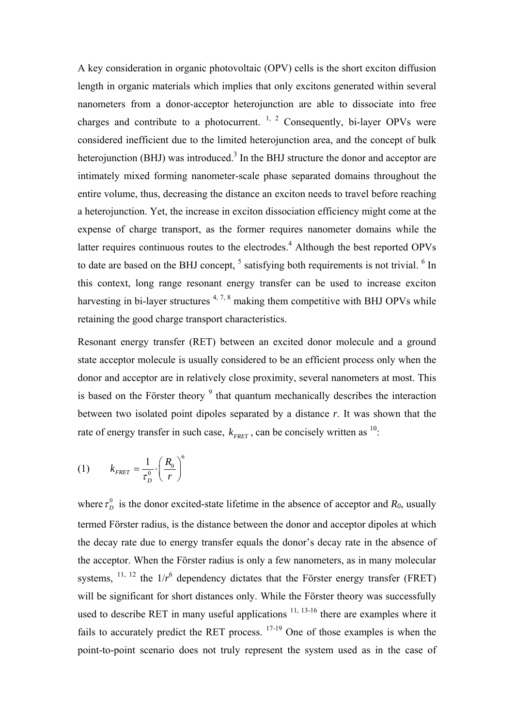A key consideration in organic photovoltaic (OPV) cells is the short exciton diffusion length in organic materials which implies that only excitons generated within several nanometers from a donor-acceptor heterojunction are able to dissociate into free charges and contribute to a photocurrent. [1, 2] Consequently, bi-layer OPVs were considered inefficient due to the limited heterojunction area, and the concept of bulk heterojunction (BHJ) was introduced.[3] In the BHJ structure the donor and acceptor are intimately mixed forming nanometer-scale phase separated domains throughout the entire volume, thus, decreasing the distance an exciton needs to travel before reaching a heterojunction. Yet, the increase in exciton dissociation efficiency might come at the expense of charge transport, as the former requires nanometer domains while the latter requires continuous routes to the electrodes.[4] Although the best reported OPVs to date are based on the BHJ concept, [5] satisfying both requirements is not trivial. [6] In this context, long range resonant energy transfer can be used to increase exciton harvesting in bi-layer structures [4, 7, 8] making them competitive with BHJ OPVs while retaining the good charge transport characteristics.

Resonant energy transfer (RET) between an excited donor molecule and a ground state acceptor molecule is usually considered to be an efficient process only when the donor and acceptor are in relatively close proximity, several nanometers at most. This is based on the Förster theory [9] that quantum mechanically describes the interaction between two isolated point dipoles separated by a distance *r*. It was shown that the rate of energy transfer in such case, $k_{FRET}$, can be concisely written as [10]:

$$(1) \qquad k_{FRET} = \frac{1}{\tau_D^0} \cdot \left( \frac{R_0}{r} \right)^6$$

where $\tau_D^0$ is the donor excited-state lifetime in the absence of acceptor and $R_0$, usually termed Förster radius, is the distance between the donor and acceptor dipoles at which the decay rate due to energy transfer equals the donor's decay rate in the absence of the acceptor. When the Förster radius is only a few nanometers, as in many molecular systems, [11, 12] the $1/r^6$ dependency dictates that the Förster energy transfer (FRET) will be significant for short distances only. While the Förster theory was successfully used to describe RET in many useful applications [11, 13-16] there are examples where it fails to accurately predict the RET process. [17-19] One of those examples is when the point-to-point scenario does not truly represent the system used as in the case of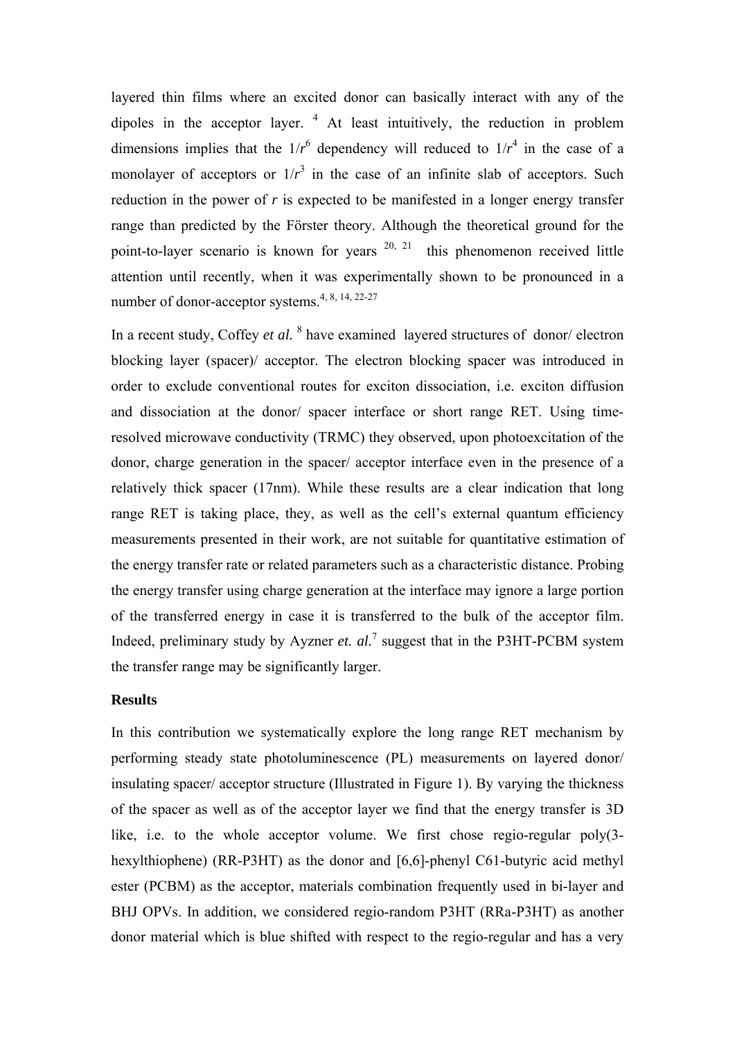layered thin films where an excited donor can basically interact with any of the dipoles in the acceptor layer. [4] At least intuitively, the reduction in problem dimensions implies that the $1/r^6$ dependency will reduced to $1/r^4$ in the case of a monolayer of acceptors or $1/r^3$ in the case of an infinite slab of acceptors. Such reduction in the power of *r* is expected to be manifested in a longer energy transfer range than predicted by the Förster theory. Although the theoretical ground for the point-to-layer scenario is known for years [20, 21] this phenomenon received little attention until recently, when it was experimentally shown to be pronounced in a number of donor-acceptor systems.[4, 8, 14, 22-27]

In a recent study, Coffey *et al.* [8] have examined layered structures of donor/ electron blocking layer (spacer)/ acceptor. The electron blocking spacer was introduced in order to exclude conventional routes for exciton dissociation, i.e. exciton diffusion and dissociation at the donor/ spacer interface or short range RET. Using time-resolved microwave conductivity (TRMC) they observed, upon photoexcitation of the donor, charge generation in the spacer/ acceptor interface even in the presence of a relatively thick spacer (17nm). While these results are a clear indication that long range RET is taking place, they, as well as the cell's external quantum efficiency measurements presented in their work, are not suitable for quantitative estimation of the energy transfer rate or related parameters such as a characteristic distance. Probing the energy transfer using charge generation at the interface may ignore a large portion of the transferred energy in case it is transferred to the bulk of the acceptor film. Indeed, preliminary study by Ayzner *et. al.*[7] suggest that in the P3HT-PCBM system the transfer range may be significantly larger.

**Results**

In this contribution we systematically explore the long range RET mechanism by performing steady state photoluminescence (PL) measurements on layered donor/ insulating spacer/ acceptor structure (Illustrated in Figure 1). By varying the thickness of the spacer as well as of the acceptor layer we find that the energy transfer is 3D like, i.e. to the whole acceptor volume. We first chose regio-regular poly(3-hexylthiophene) (RR-P3HT) as the donor and [6,6]-phenyl C61-butyric acid methyl ester (PCBM) as the acceptor, materials combination frequently used in bi-layer and BHJ OPVs. In addition, we considered regio-random P3HT (RRa-P3HT) as another donor material which is blue shifted with respect to the regio-regular and has a very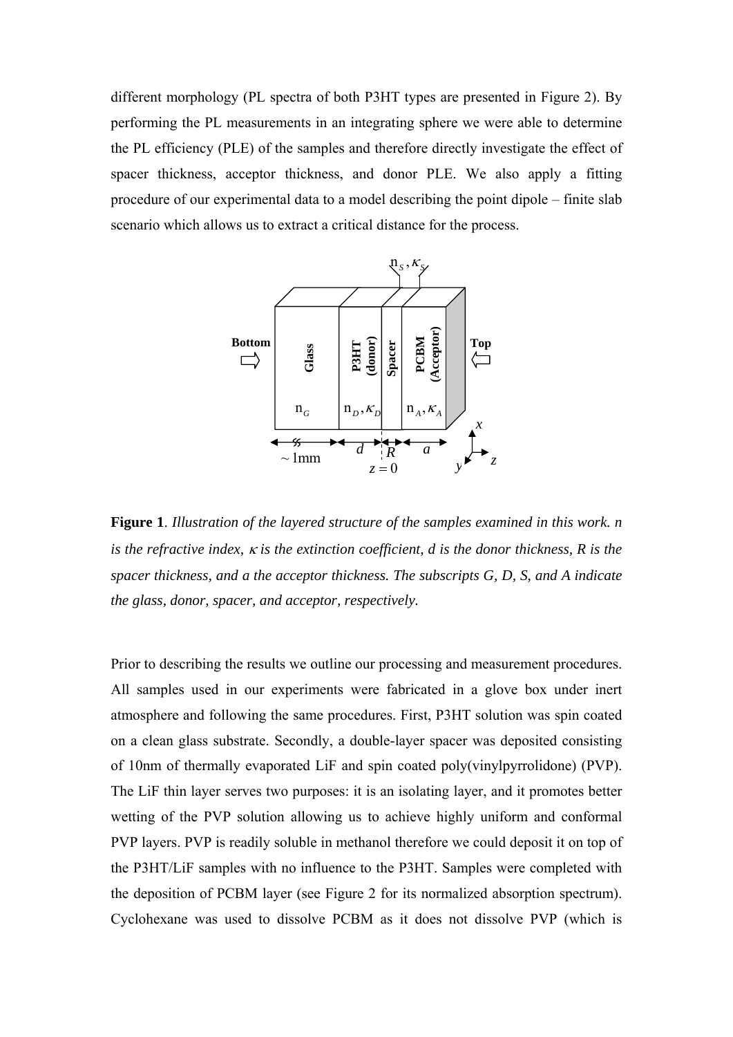different morphology (PL spectra of both P3HT types are presented in Figure 2). By performing the PL measurements in an integrating sphere we were able to determine the PL efficiency (PLE) of the samples and therefore directly investigate the effect of spacer thickness, acceptor thickness, and donor PLE. We also apply a fitting procedure of our experimental data to a model describing the point dipole – finite slab scenario which allows us to extract a critical distance for the process.

**Figure 1**. *Illustration of the layered structure of the samples examined in this work. n is the refractive index, $\kappa$ is the extinction coefficient, d is the donor thickness, R is the spacer thickness, and a the acceptor thickness. The subscripts G, D, S, and A indicate the glass, donor, spacer, and acceptor, respectively.*

Prior to describing the results we outline our processing and measurement procedures. All samples used in our experiments were fabricated in a glove box under inert atmosphere and following the same procedures. First, P3HT solution was spin coated on a clean glass substrate. Secondly, a double-layer spacer was deposited consisting of 10nm of thermally evaporated LiF and spin coated poly(vinylpyrrolidone) (PVP). The LiF thin layer serves two purposes: it is an isolating layer, and it promotes better wetting of the PVP solution allowing us to achieve highly uniform and conformal PVP layers. PVP is readily soluble in methanol therefore we could deposit it on top of the P3HT/LiF samples with no influence to the P3HT. Samples were completed with the deposition of PCBM layer (see Figure 2 for its normalized absorption spectrum). Cyclohexane was used to dissolve PCBM as it does not dissolve PVP (which is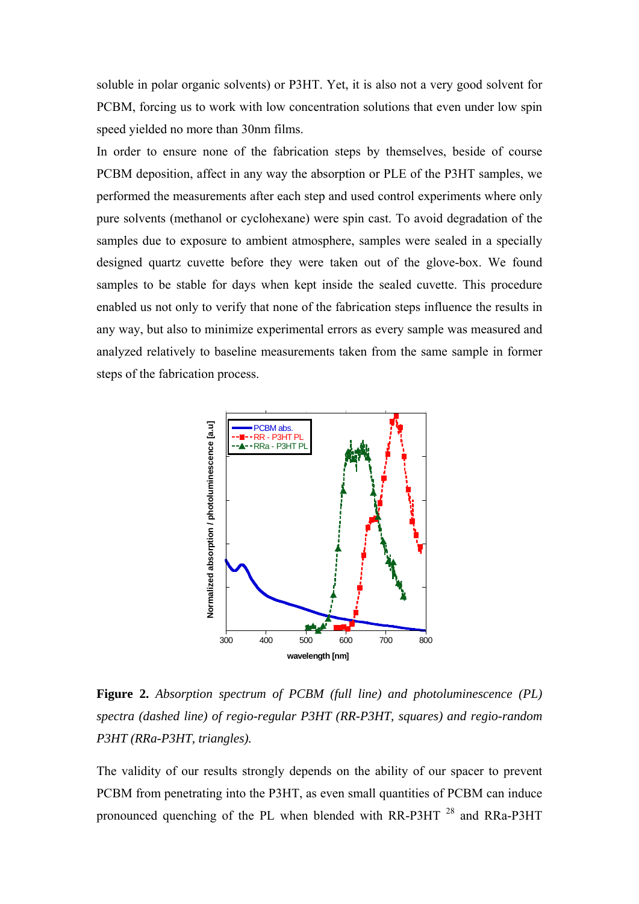soluble in polar organic solvents) or P3HT. Yet, it is also not a very good solvent for PCBM, forcing us to work with low concentration solutions that even under low spin speed yielded no more than 30nm films.

In order to ensure none of the fabrication steps by themselves, beside of course PCBM deposition, affect in any way the absorption or PLE of the P3HT samples, we performed the measurements after each step and used control experiments where only pure solvents (methanol or cyclohexane) were spin cast. To avoid degradation of the samples due to exposure to ambient atmosphere, samples were sealed in a specially designed quartz cuvette before they were taken out of the glove-box. We found samples to be stable for days when kept inside the sealed cuvette. This procedure enabled us not only to verify that none of the fabrication steps influence the results in any way, but also to minimize experimental errors as every sample was measured and analyzed relatively to baseline measurements taken from the same sample in former steps of the fabrication process.

**Figure 2.** *Absorption spectrum of PCBM (full line) and photoluminescence (PL) spectra (dashed line) of regio-regular P3HT (RR-P3HT, squares) and regio-random P3HT (RRa-P3HT, triangles).*

The validity of our results strongly depends on the ability of our spacer to prevent PCBM from penetrating into the P3HT, as even small quantities of PCBM can induce pronounced quenching of the PL when blended with RR-P3HT [28] and RRa-P3HT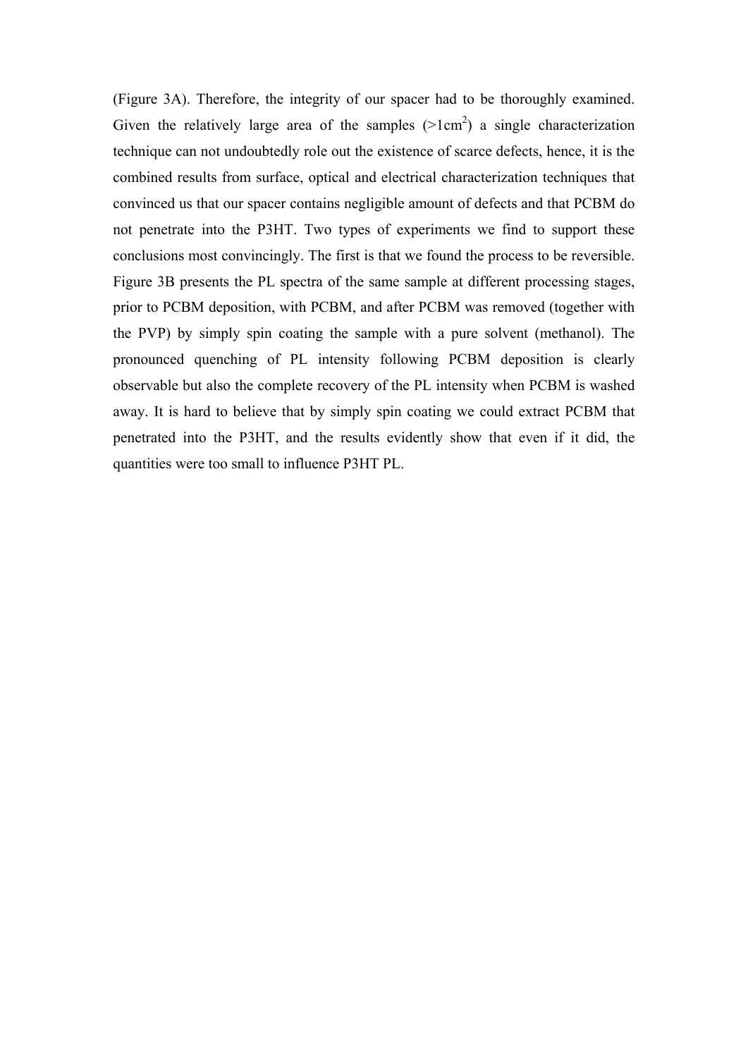(Figure 3A). Therefore, the integrity of our spacer had to be thoroughly examined. Given the relatively large area of the samples (>1cm$^2$) a single characterization technique can not undoubtedly role out the existence of scarce defects, hence, it is the combined results from surface, optical and electrical characterization techniques that convinced us that our spacer contains negligible amount of defects and that PCBM do not penetrate into the P3HT. Two types of experiments we find to support these conclusions most convincingly. The first is that we found the process to be reversible. Figure 3B presents the PL spectra of the same sample at different processing stages, prior to PCBM deposition, with PCBM, and after PCBM was removed (together with the PVP) by simply spin coating the sample with a pure solvent (methanol). The pronounced quenching of PL intensity following PCBM deposition is clearly observable but also the complete recovery of the PL intensity when PCBM is washed away. It is hard to believe that by simply spin coating we could extract PCBM that penetrated into the P3HT, and the results evidently show that even if it did, the quantities were too small to influence P3HT PL.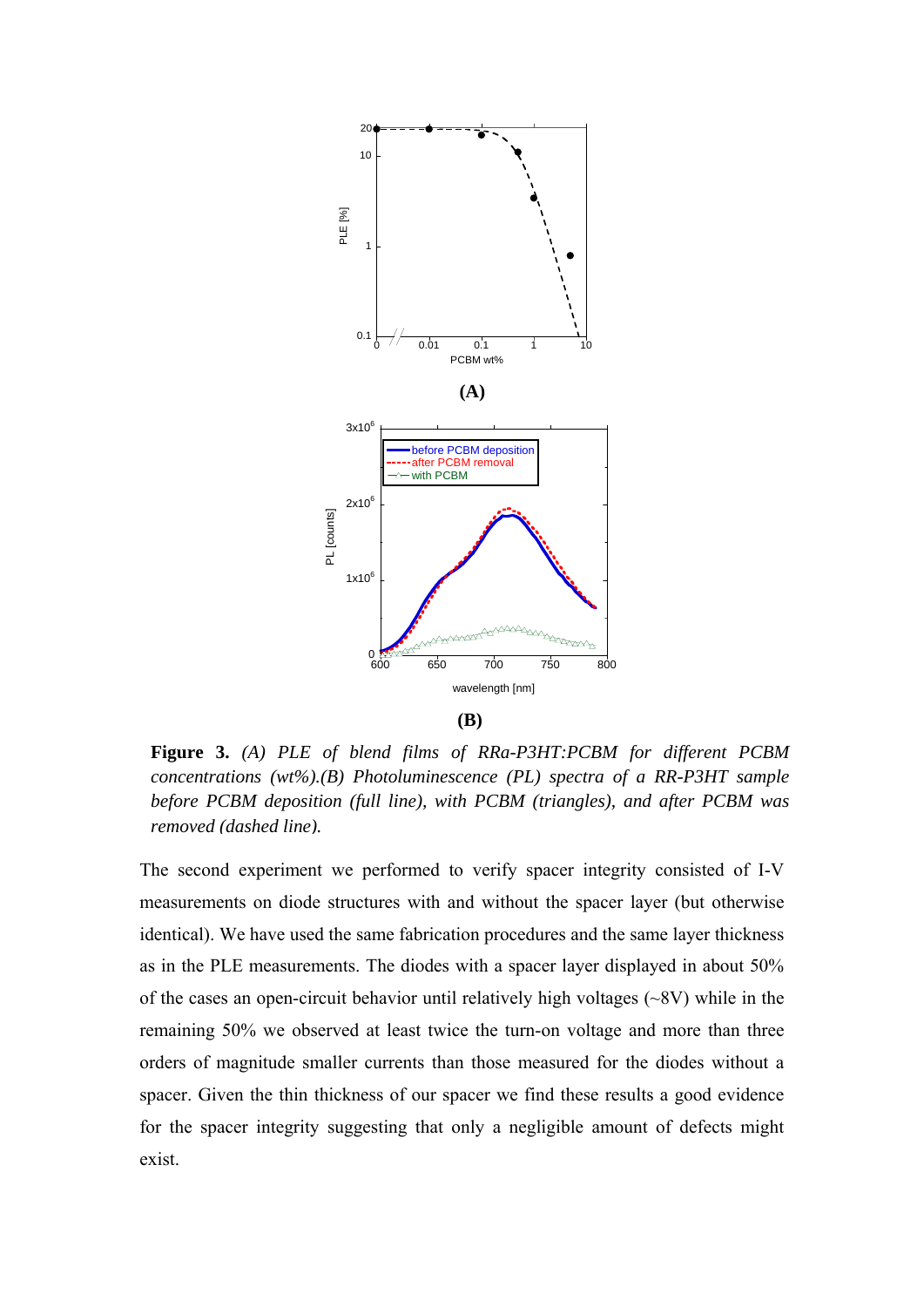**(A)**

**(B)**

**Figure 3.** *(A) PLE of blend films of RRa-P3HT:PCBM for different PCBM concentrations (wt%).(B) Photoluminescence (PL) spectra of a RR-P3HT sample before PCBM deposition (full line), with PCBM (triangles), and after PCBM was removed (dashed line).*

The second experiment we performed to verify spacer integrity consisted of I-V measurements on diode structures with and without the spacer layer (but otherwise identical). We have used the same fabrication procedures and the same layer thickness as in the PLE measurements. The diodes with a spacer layer displayed in about 50% of the cases an open-circuit behavior until relatively high voltages (~8V) while in the remaining 50% we observed at least twice the turn-on voltage and more than three orders of magnitude smaller currents than those measured for the diodes without a spacer. Given the thin thickness of our spacer we find these results a good evidence for the spacer integrity suggesting that only a negligible amount of defects might exist.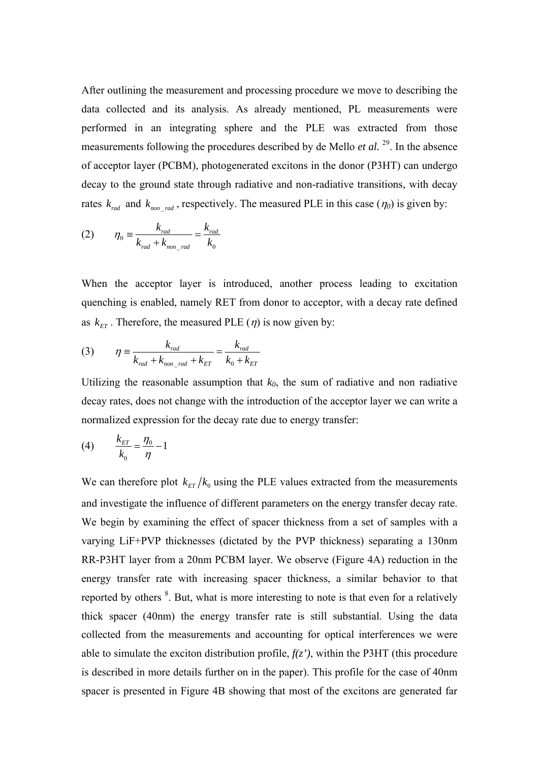After outlining the measurement and processing procedure we move to describing the data collected and its analysis. As already mentioned, PL measurements were performed in an integrating sphere and the PLE was extracted from those measurements following the procedures described by de Mello *et al.* [29]. In the absence of acceptor layer (PCBM), photogenerated excitons in the donor (P3HT) can undergo decay to the ground state through radiative and non-radiative transitions, with decay rates $k_{rad}$ and $k_{non\_rad}$, respectively. The measured PLE in this case ($\eta_0$) is given by:

$$\text{(2)} \qquad \eta_0 \equiv \frac{k_{rad}}{k_{rad} + k_{non\_rad}} = \frac{k_{rad}}{k_0}$$

When the acceptor layer is introduced, another process leading to excitation quenching is enabled, namely RET from donor to acceptor, with a decay rate defined as $k_{ET}$. Therefore, the measured PLE ($\eta$) is now given by:

$$\text{(3)} \qquad \eta \equiv \frac{k_{rad}}{k_{rad} + k_{non\_rad} + k_{ET}} = \frac{k_{rad}}{k_0 + k_{ET}}$$

Utilizing the reasonable assumption that $k_0$, the sum of radiative and non radiative decay rates, does not change with the introduction of the acceptor layer we can write a normalized expression for the decay rate due to energy transfer:

$$\text{(4)} \qquad \frac{k_{ET}}{k_0} = \frac{\eta_0}{\eta} - 1$$

We can therefore plot $k_{ET}/k_0$ using the PLE values extracted from the measurements and investigate the influence of different parameters on the energy transfer decay rate. We begin by examining the effect of spacer thickness from a set of samples with a varying LiF+PVP thicknesses (dictated by the PVP thickness) separating a 130nm RR-P3HT layer from a 20nm PCBM layer. We observe (Figure 4A) reduction in the energy transfer rate with increasing spacer thickness, a similar behavior to that reported by others [8]. But, what is more interesting to note is that even for a relatively thick spacer (40nm) the energy transfer rate is still substantial. Using the data collected from the measurements and accounting for optical interferences we were able to simulate the exciton distribution profile, *f(z')*, within the P3HT (this procedure is described in more details further on in the paper). This profile for the case of 40nm spacer is presented in Figure 4B showing that most of the excitons are generated far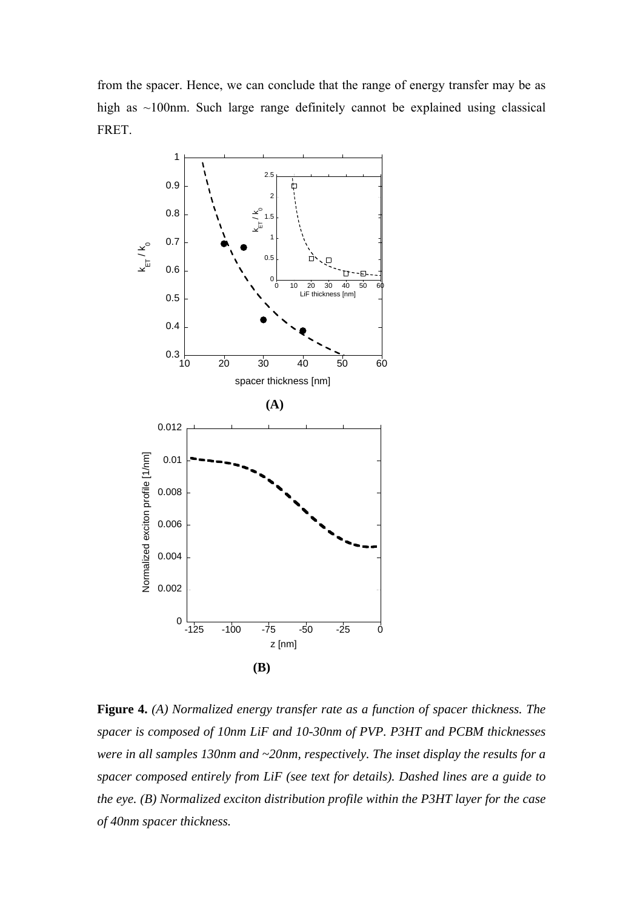from the spacer. Hence, we can conclude that the range of energy transfer may be as high as ~100nm. Such large range definitely cannot be explained using classical FRET.

**(A)**

**(B)**

**Figure 4.** *(A) Normalized energy transfer rate as a function of spacer thickness. The spacer is composed of 10nm LiF and 10-30nm of PVP. P3HT and PCBM thicknesses were in all samples 130nm and ~20nm, respectively. The inset display the results for a spacer composed entirely from LiF (see text for details). Dashed lines are a guide to the eye. (B) Normalized exciton distribution profile within the P3HT layer for the case of 40nm spacer thickness.*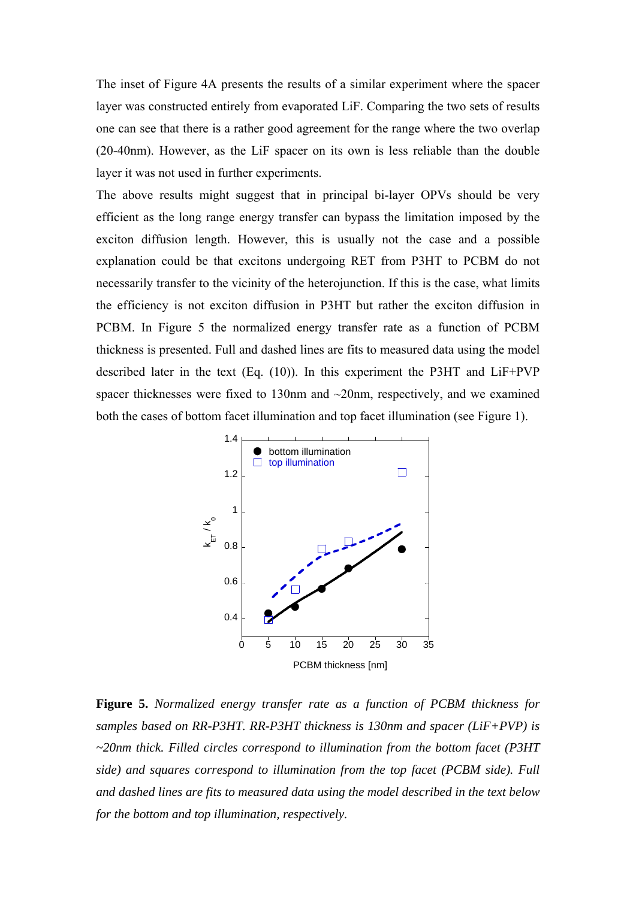The inset of Figure 4A presents the results of a similar experiment where the spacer layer was constructed entirely from evaporated LiF. Comparing the two sets of results one can see that there is a rather good agreement for the range where the two overlap (20-40nm). However, as the LiF spacer on its own is less reliable than the double layer it was not used in further experiments.

The above results might suggest that in principal bi-layer OPVs should be very efficient as the long range energy transfer can bypass the limitation imposed by the exciton diffusion length. However, this is usually not the case and a possible explanation could be that excitons undergoing RET from P3HT to PCBM do not necessarily transfer to the vicinity of the heterojunction. If this is the case, what limits the efficiency is not exciton diffusion in P3HT but rather the exciton diffusion in PCBM. In Figure 5 the normalized energy transfer rate as a function of PCBM thickness is presented. Full and dashed lines are fits to measured data using the model described later in the text (Eq. (10)). In this experiment the P3HT and LiF+PVP spacer thicknesses were fixed to 130nm and ~20nm, respectively, and we examined both the cases of bottom facet illumination and top facet illumination (see Figure 1).

**Figure 5.** *Normalized energy transfer rate as a function of PCBM thickness for samples based on RR-P3HT. RR-P3HT thickness is 130nm and spacer (LiF+PVP) is ~20nm thick. Filled circles correspond to illumination from the bottom facet (P3HT side) and squares correspond to illumination from the top facet (PCBM side). Full and dashed lines are fits to measured data using the model described in the text below for the bottom and top illumination, respectively.*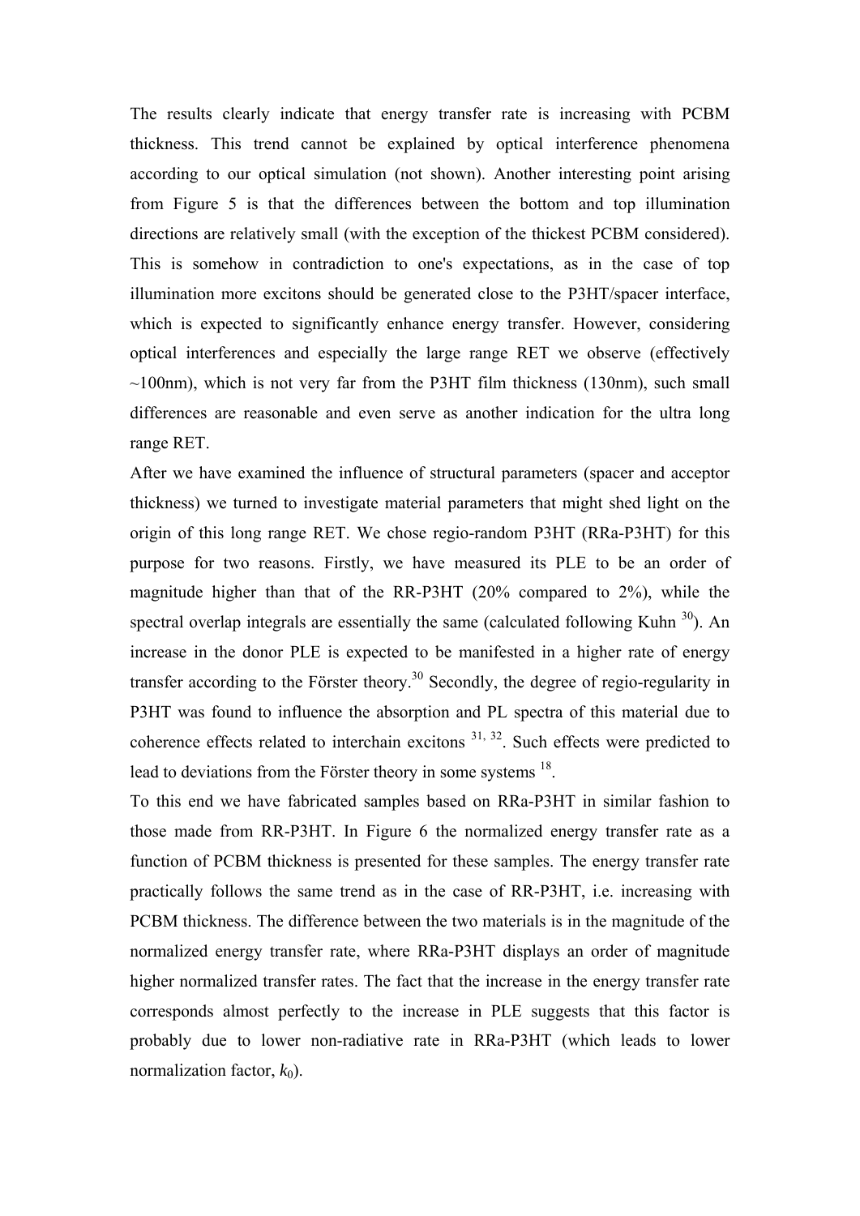The results clearly indicate that energy transfer rate is increasing with PCBM thickness. This trend cannot be explained by optical interference phenomena according to our optical simulation (not shown). Another interesting point arising from Figure 5 is that the differences between the bottom and top illumination directions are relatively small (with the exception of the thickest PCBM considered). This is somehow in contradiction to one's expectations, as in the case of top illumination more excitons should be generated close to the P3HT/spacer interface, which is expected to significantly enhance energy transfer. However, considering optical interferences and especially the large range RET we observe (effectively ~100nm), which is not very far from the P3HT film thickness (130nm), such small differences are reasonable and even serve as another indication for the ultra long range RET.

After we have examined the influence of structural parameters (spacer and acceptor thickness) we turned to investigate material parameters that might shed light on the origin of this long range RET. We chose regio-random P3HT (RRa-P3HT) for this purpose for two reasons. Firstly, we have measured its PLE to be an order of magnitude higher than that of the RR-P3HT (20% compared to 2%), while the spectral overlap integrals are essentially the same (calculated following Kuhn [30]). An increase in the donor PLE is expected to be manifested in a higher rate of energy transfer according to the Förster theory.[30] Secondly, the degree of regio-regularity in P3HT was found to influence the absorption and PL spectra of this material due to coherence effects related to interchain excitons [31, 32]. Such effects were predicted to lead to deviations from the Förster theory in some systems [18].

To this end we have fabricated samples based on RRa-P3HT in similar fashion to those made from RR-P3HT. In Figure 6 the normalized energy transfer rate as a function of PCBM thickness is presented for these samples. The energy transfer rate practically follows the same trend as in the case of RR-P3HT, i.e. increasing with PCBM thickness. The difference between the two materials is in the magnitude of the normalized energy transfer rate, where RRa-P3HT displays an order of magnitude higher normalized transfer rates. The fact that the increase in the energy transfer rate corresponds almost perfectly to the increase in PLE suggests that this factor is probably due to lower non-radiative rate in RRa-P3HT (which leads to lower normalization factor, $k_0$).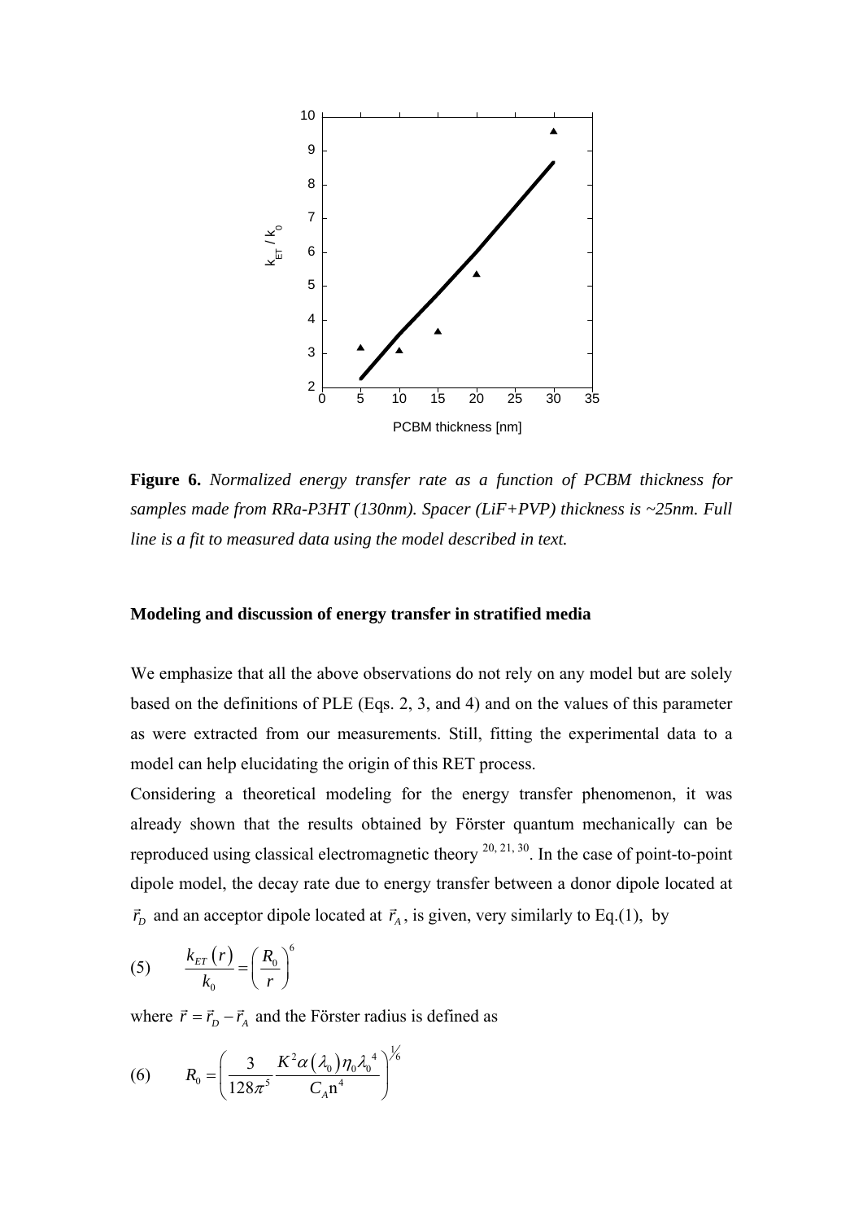**Figure 6.** *Normalized energy transfer rate as a function of PCBM thickness for samples made from RRa-P3HT (130nm). Spacer (LiF+PVP) thickness is ~25nm. Full line is a fit to measured data using the model described in text.*

**Modeling and discussion of energy transfer in stratified media**

We emphasize that all the above observations do not rely on any model but are solely based on the definitions of PLE (Eqs. 2, 3, and 4) and on the values of this parameter as were extracted from our measurements. Still, fitting the experimental data to a model can help elucidating the origin of this RET process.

Considering a theoretical modeling for the energy transfer phenomenon, it was already shown that the results obtained by Förster quantum mechanically can be reproduced using classical electromagnetic theory [20, 21, 30]. In the case of point-to-point dipole model, the decay rate due to energy transfer between a donor dipole located at $\vec{r}_D$ and an acceptor dipole located at $\vec{r}_A$, is given, very similarly to Eq.(1), by

$$(5) \qquad \frac{k_{ET}(r)}{k_0} = \left(\frac{R_0}{r}\right)^6$$

where $\vec{r} = \vec{r}_D - \vec{r}_A$ and the Förster radius is defined as

$$(6) \qquad R_0 = \left(\frac{3}{128\pi^5}\frac{K^2\alpha(\lambda_0)\eta_0\lambda_0^{\ 4}}{C_A \mathrm{n}^4}\right)^{1/6}$$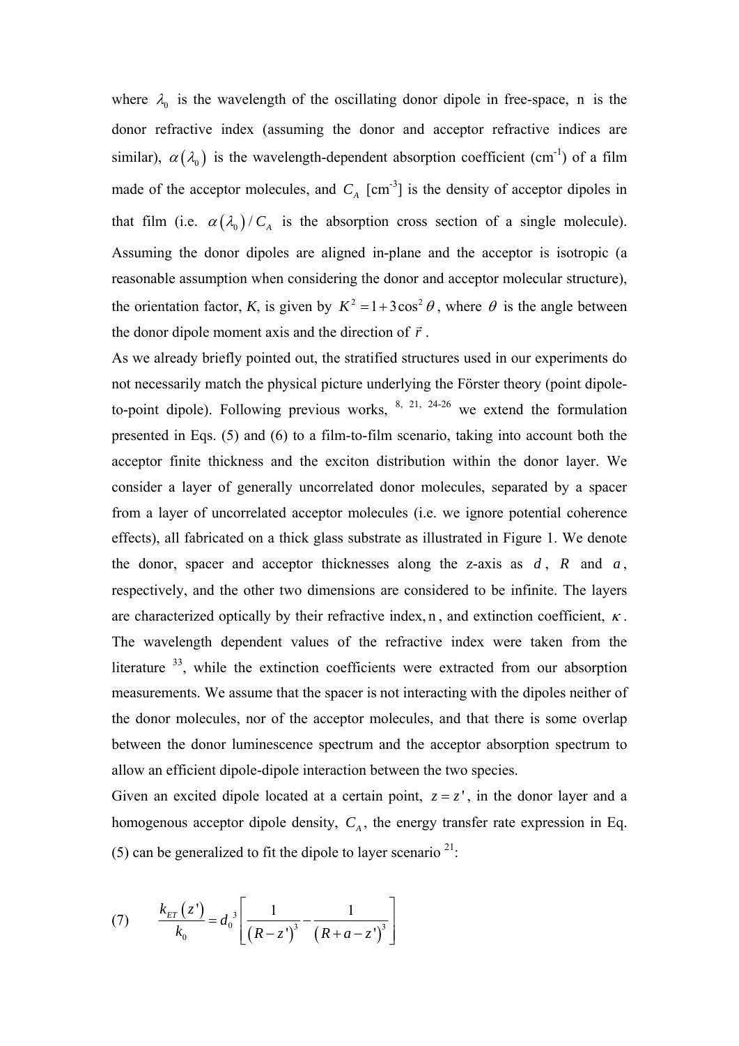where $\lambda_0$ is the wavelength of the oscillating donor dipole in free-space, n is the donor refractive index (assuming the donor and acceptor refractive indices are similar), $\alpha(\lambda_0)$ is the wavelength-dependent absorption coefficient (cm$^{-1}$) of a film made of the acceptor molecules, and $C_A$ [cm$^{-3}$] is the density of acceptor dipoles in that film (i.e. $\alpha(\lambda_0)/C_A$ is the absorption cross section of a single molecule). Assuming the donor dipoles are aligned in-plane and the acceptor is isotropic (a reasonable assumption when considering the donor and acceptor molecular structure), the orientation factor, *K*, is given by $K^2 = 1 + 3\cos^2\theta$, where $\theta$ is the angle between the donor dipole moment axis and the direction of $\vec{r}$.

As we already briefly pointed out, the stratified structures used in our experiments do not necessarily match the physical picture underlying the Förster theory (point dipole-to-point dipole). Following previous works, [8, 21, 24-26] we extend the formulation presented in Eqs. (5) and (6) to a film-to-film scenario, taking into account both the acceptor finite thickness and the exciton distribution within the donor layer. We consider a layer of generally uncorrelated donor molecules, separated by a spacer from a layer of uncorrelated acceptor molecules (i.e. we ignore potential coherence effects), all fabricated on a thick glass substrate as illustrated in Figure 1. We denote the donor, spacer and acceptor thicknesses along the z-axis as $d$, $R$ and $a$, respectively, and the other two dimensions are considered to be infinite. The layers are characterized optically by their refractive index, n, and extinction coefficient, $\kappa$. The wavelength dependent values of the refractive index were taken from the literature [33], while the extinction coefficients were extracted from our absorption measurements. We assume that the spacer is not interacting with the dipoles neither of the donor molecules, nor of the acceptor molecules, and that there is some overlap between the donor luminescence spectrum and the acceptor absorption spectrum to allow an efficient dipole-dipole interaction between the two species.

Given an excited dipole located at a certain point, $z = z'$, in the donor layer and a homogenous acceptor dipole density, $C_A$, the energy transfer rate expression in Eq. (5) can be generalized to fit the dipole to layer scenario [21]:

$$\text{(7)} \qquad \frac{k_{ET}(z')}{k_0} = d_0^{\,3}\left[\frac{1}{(R-z')^3} - \frac{1}{(R+a-z')^3}\right]$$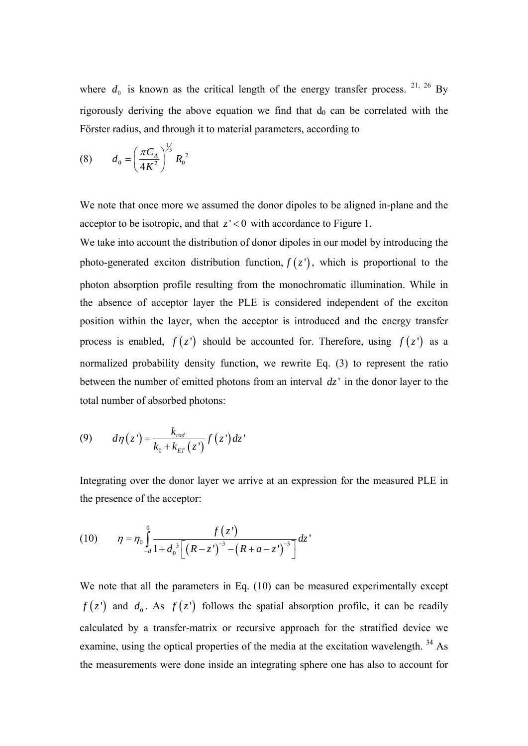where $d_0$ is known as the critical length of the energy transfer process. [21, 26] By rigorously deriving the above equation we find that $d_0$ can be correlated with the Förster radius, and through it to material parameters, according to

$$(8) \qquad d_0 = \left(\frac{\pi C_A}{4K^2}\right)^{1/3} R_0^{\,2}$$

We note that once more we assumed the donor dipoles to be aligned in-plane and the acceptor to be isotropic, and that $z' < 0$ with accordance to Figure 1.

We take into account the distribution of donor dipoles in our model by introducing the photo-generated exciton distribution function, $f(z')$, which is proportional to the photon absorption profile resulting from the monochromatic illumination. While in the absence of acceptor layer the PLE is considered independent of the exciton position within the layer, when the acceptor is introduced and the energy transfer process is enabled, $f(z')$ should be accounted for. Therefore, using $f(z')$ as a normalized probability density function, we rewrite Eq. (3) to represent the ratio between the number of emitted photons from an interval $dz'$ in the donor layer to the total number of absorbed photons:

$$(9) \qquad d\eta(z') = \frac{k_{rad}}{k_0 + k_{ET}(z')} f(z')\,dz'$$

Integrating over the donor layer we arrive at an expression for the measured PLE in the presence of the acceptor:

$$(10) \qquad \eta = \eta_0 \int_{-d}^{0} \frac{f(z')}{1 + d_0^{\,3}\left[(R - z')^{-3} - (R + a - z')^{-3}\right]} dz'$$

We note that all the parameters in Eq. (10) can be measured experimentally except $f(z')$ and $d_0$. As $f(z')$ follows the spatial absorption profile, it can be readily calculated by a transfer-matrix or recursive approach for the stratified device we examine, using the optical properties of the media at the excitation wavelength. [34] As the measurements were done inside an integrating sphere one has also to account for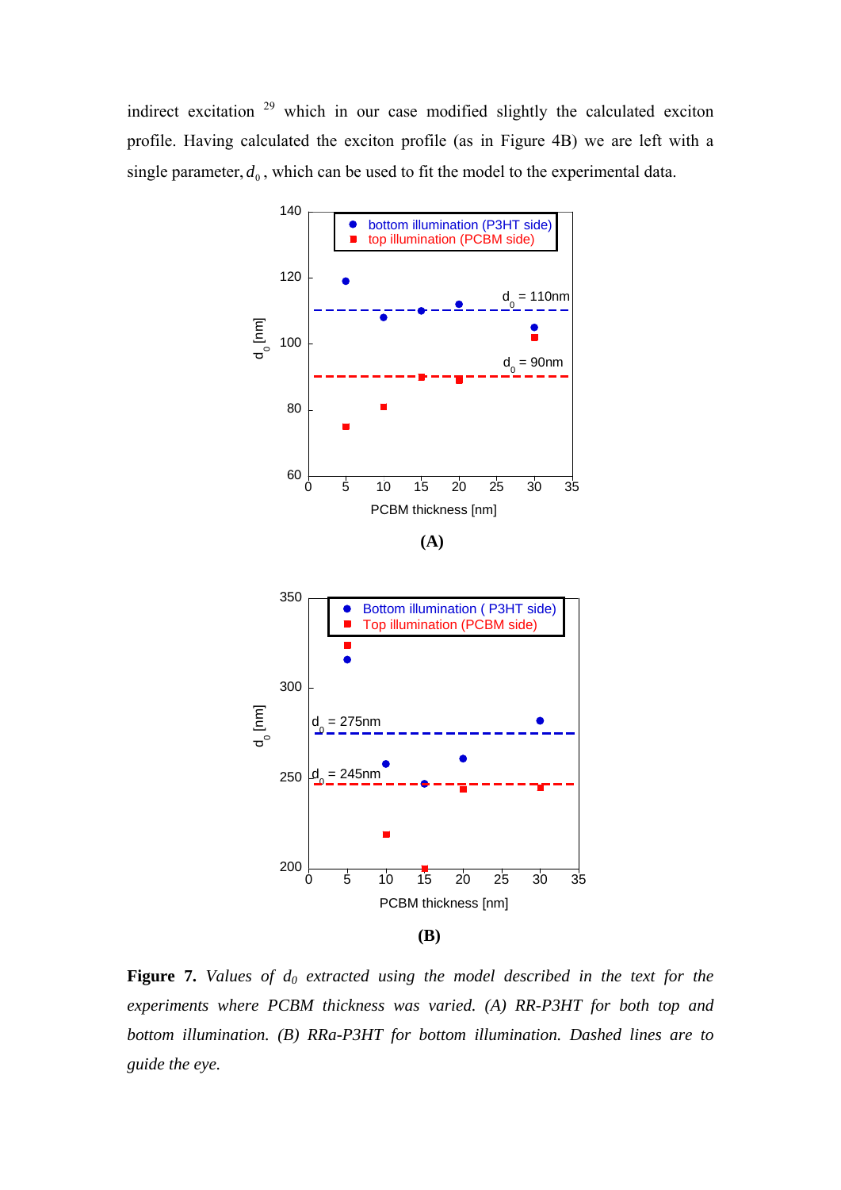indirect excitation [29] which in our case modified slightly the calculated exciton profile. Having calculated the exciton profile (as in Figure 4B) we are left with a single parameter, $d_0$, which can be used to fit the model to the experimental data.

(A)

(B)

**Figure 7.** *Values of $d_0$ extracted using the model described in the text for the experiments where PCBM thickness was varied. (A) RR-P3HT for both top and bottom illumination. (B) RRa-P3HT for bottom illumination. Dashed lines are to guide the eye.*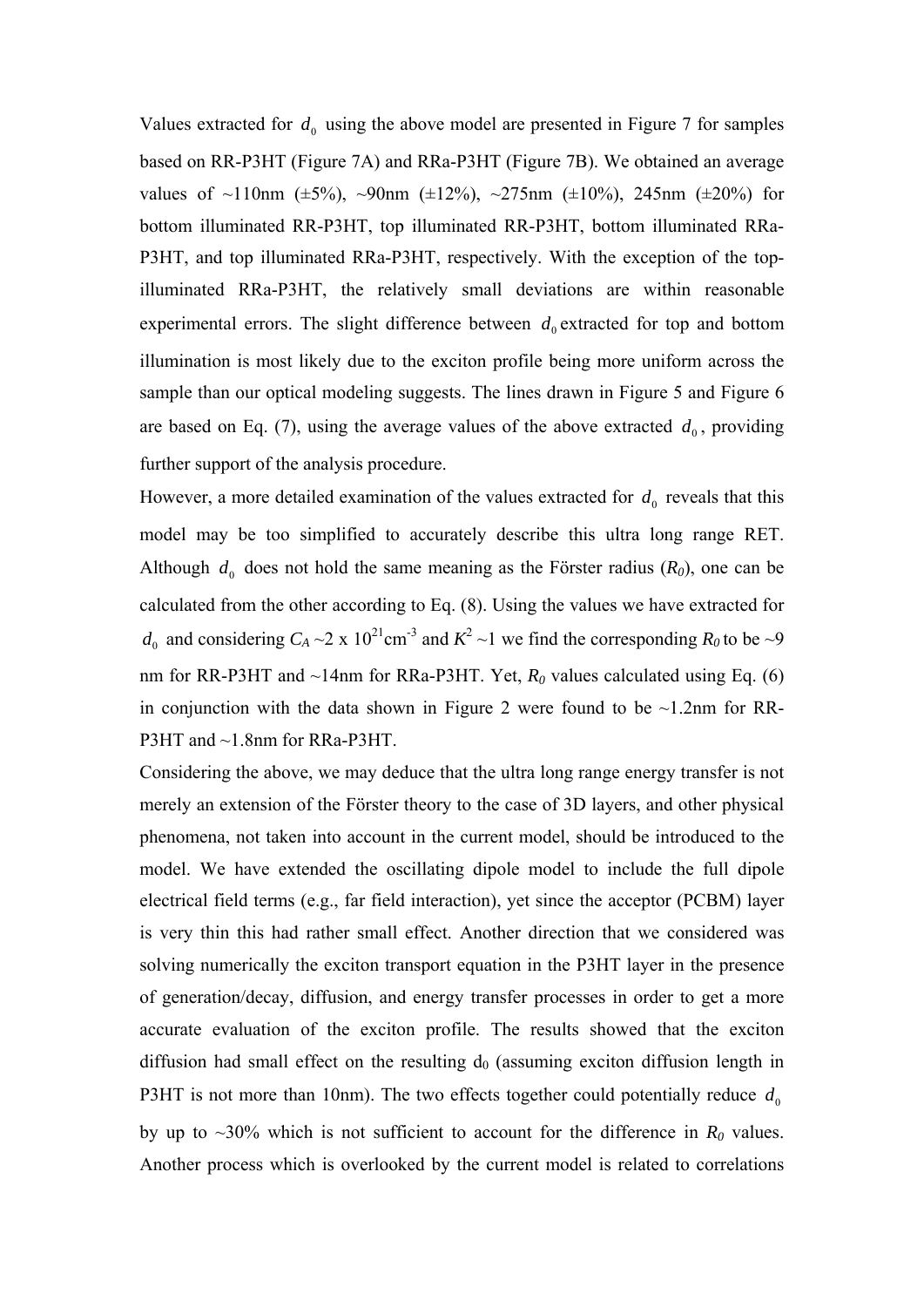Values extracted for $d_0$ using the above model are presented in Figure 7 for samples based on RR-P3HT (Figure 7A) and RRa-P3HT (Figure 7B). We obtained an average values of ~110nm (±5%), ~90nm (±12%), ~275nm (±10%), 245nm (±20%) for bottom illuminated RR-P3HT, top illuminated RR-P3HT, bottom illuminated RRa-P3HT, and top illuminated RRa-P3HT, respectively. With the exception of the top-illuminated RRa-P3HT, the relatively small deviations are within reasonable experimental errors. The slight difference between $d_0$ extracted for top and bottom illumination is most likely due to the exciton profile being more uniform across the sample than our optical modeling suggests. The lines drawn in Figure 5 and Figure 6 are based on Eq. (7), using the average values of the above extracted $d_0$, providing further support of the analysis procedure.

However, a more detailed examination of the values extracted for $d_0$ reveals that this model may be too simplified to accurately describe this ultra long range RET. Although $d_0$ does not hold the same meaning as the Förster radius ($R_0$), one can be calculated from the other according to Eq. (8). Using the values we have extracted for $d_0$ and considering $C_A$ ~2 x $10^{21}$cm$^{-3}$ and $K^2$ ~1 we find the corresponding $R_0$ to be ~9 nm for RR-P3HT and ~14nm for RRa-P3HT. Yet, $R_0$ values calculated using Eq. (6) in conjunction with the data shown in Figure 2 were found to be ~1.2nm for RR-P3HT and ~1.8nm for RRa-P3HT.

Considering the above, we may deduce that the ultra long range energy transfer is not merely an extension of the Förster theory to the case of 3D layers, and other physical phenomena, not taken into account in the current model, should be introduced to the model. We have extended the oscillating dipole model to include the full dipole electrical field terms (e.g., far field interaction), yet since the acceptor (PCBM) layer is very thin this had rather small effect. Another direction that we considered was solving numerically the exciton transport equation in the P3HT layer in the presence of generation/decay, diffusion, and energy transfer processes in order to get a more accurate evaluation of the exciton profile. The results showed that the exciton diffusion had small effect on the resulting $d_0$ (assuming exciton diffusion length in P3HT is not more than 10nm). The two effects together could potentially reduce $d_0$ by up to ~30% which is not sufficient to account for the difference in $R_0$ values. Another process which is overlooked by the current model is related to correlations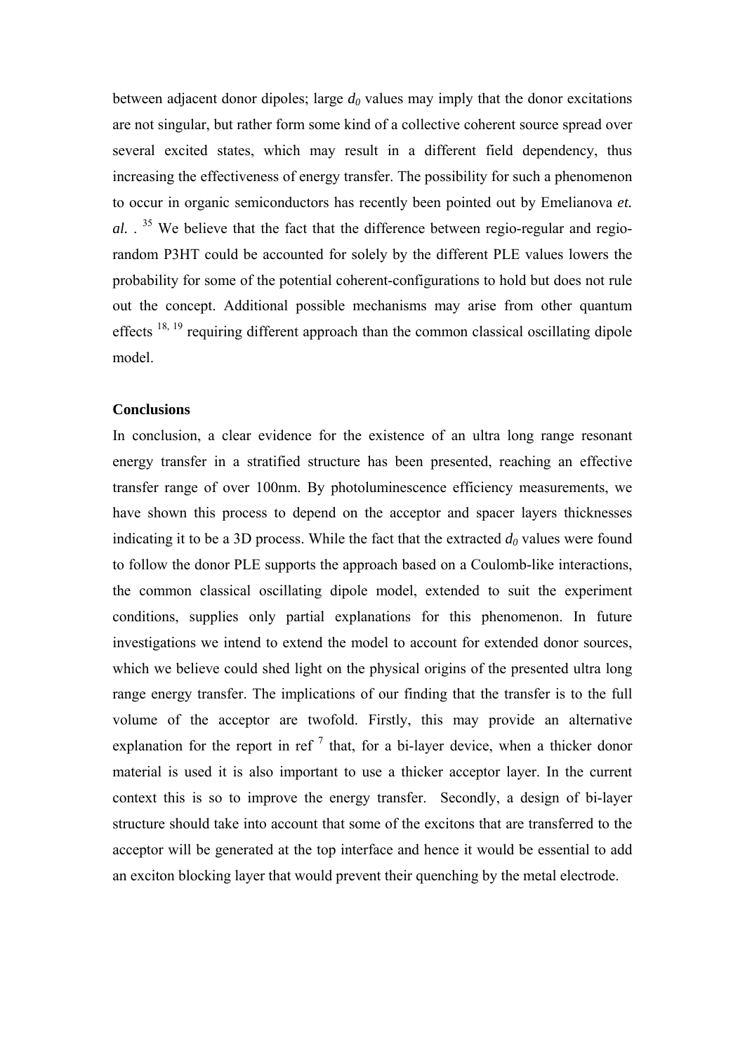between adjacent donor dipoles; large $d_0$ values may imply that the donor excitations are not singular, but rather form some kind of a collective coherent source spread over several excited states, which may result in a different field dependency, thus increasing the effectiveness of energy transfer. The possibility for such a phenomenon to occur in organic semiconductors has recently been pointed out by Emelianova *et. al.* . [35] We believe that the fact that the difference between regio-regular and regio-random P3HT could be accounted for solely by the different PLE values lowers the probability for some of the potential coherent-configurations to hold but does not rule out the concept. Additional possible mechanisms may arise from other quantum effects [18, 19] requiring different approach than the common classical oscillating dipole model.

**Conclusions**

In conclusion, a clear evidence for the existence of an ultra long range resonant energy transfer in a stratified structure has been presented, reaching an effective transfer range of over 100nm. By photoluminescence efficiency measurements, we have shown this process to depend on the acceptor and spacer layers thicknesses indicating it to be a 3D process. While the fact that the extracted $d_0$ values were found to follow the donor PLE supports the approach based on a Coulomb-like interactions, the common classical oscillating dipole model, extended to suit the experiment conditions, supplies only partial explanations for this phenomenon. In future investigations we intend to extend the model to account for extended donor sources, which we believe could shed light on the physical origins of the presented ultra long range energy transfer. The implications of our finding that the transfer is to the full volume of the acceptor are twofold. Firstly, this may provide an alternative explanation for the report in ref [7] that, for a bi-layer device, when a thicker donor material is used it is also important to use a thicker acceptor layer. In the current context this is so to improve the energy transfer. Secondly, a design of bi-layer structure should take into account that some of the excitons that are transferred to the acceptor will be generated at the top interface and hence it would be essential to add an exciton blocking layer that would prevent their quenching by the metal electrode.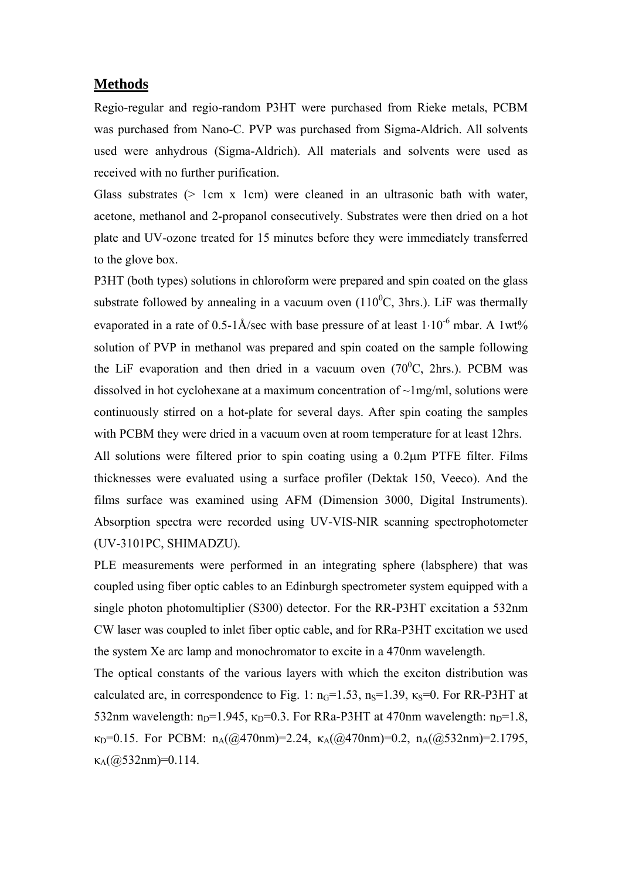## Methods

Regio-regular and regio-random P3HT were purchased from Rieke metals, PCBM was purchased from Nano-C. PVP was purchased from Sigma-Aldrich. All solvents used were anhydrous (Sigma-Aldrich). All materials and solvents were used as received with no further purification.

Glass substrates (> 1cm x 1cm) were cleaned in an ultrasonic bath with water, acetone, methanol and 2-propanol consecutively. Substrates were then dried on a hot plate and UV-ozone treated for 15 minutes before they were immediately transferred to the glove box.

P3HT (both types) solutions in chloroform were prepared and spin coated on the glass substrate followed by annealing in a vacuum oven ($110^0$C, 3hrs.). LiF was thermally evaporated in a rate of 0.5-1Å/sec with base pressure of at least $1 \cdot 10^{-6}$ mbar. A 1wt% solution of PVP in methanol was prepared and spin coated on the sample following the LiF evaporation and then dried in a vacuum oven ($70^0$C, 2hrs.). PCBM was dissolved in hot cyclohexane at a maximum concentration of ~1mg/ml, solutions were continuously stirred on a hot-plate for several days. After spin coating the samples with PCBM they were dried in a vacuum oven at room temperature for at least 12hrs.

All solutions were filtered prior to spin coating using a 0.2μm PTFE filter. Films thicknesses were evaluated using a surface profiler (Dektak 150, Veeco). And the films surface was examined using AFM (Dimension 3000, Digital Instruments). Absorption spectra were recorded using UV-VIS-NIR scanning spectrophotometer (UV-3101PC, SHIMADZU).

PLE measurements were performed in an integrating sphere (labsphere) that was coupled using fiber optic cables to an Edinburgh spectrometer system equipped with a single photon photomultiplier (S300) detector. For the RR-P3HT excitation a 532nm CW laser was coupled to inlet fiber optic cable, and for RRa-P3HT excitation we used the system Xe arc lamp and monochromator to excite in a 470nm wavelength.

The optical constants of the various layers with which the exciton distribution was calculated are, in correspondence to Fig. 1: $n_G$=1.53, $n_S$=1.39, $\kappa_S$=0. For RR-P3HT at 532nm wavelength: $n_D$=1.945, $\kappa_D$=0.3. For RRa-P3HT at 470nm wavelength: $n_D$=1.8, $\kappa_D$=0.15. For PCBM: $n_A$(@470nm)=2.24, $\kappa_A$(@470nm)=0.2, $n_A$(@532nm)=2.1795, $\kappa_A$(@532nm)=0.114.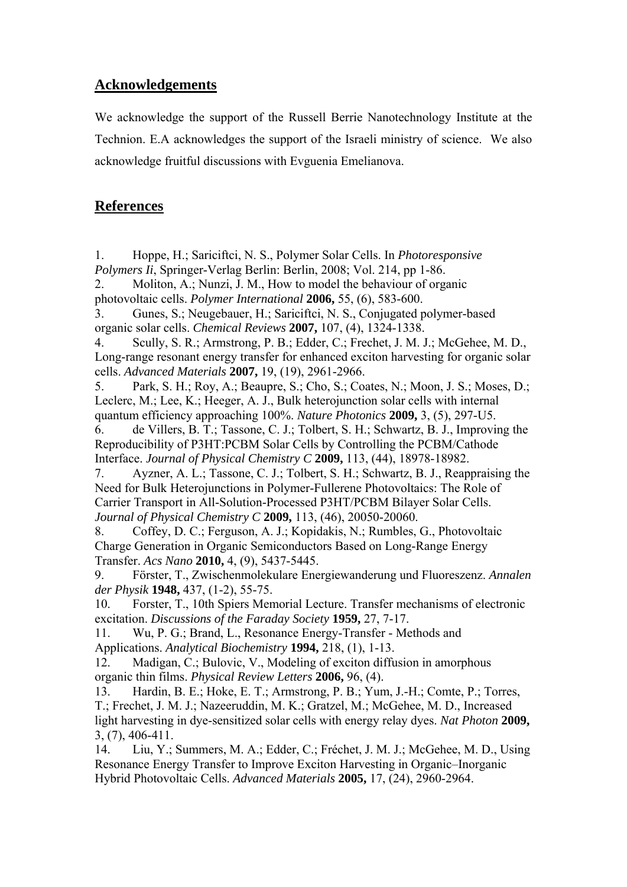## Acknowledgements

We acknowledge the support of the Russell Berrie Nanotechnology Institute at the Technion. E.A acknowledges the support of the Israeli ministry of science. We also acknowledge fruitful discussions with Evguenia Emelianova.

## References

1. Hoppe, H.; Sariciftci, N. S., Polymer Solar Cells. In *Photoresponsive Polymers Ii*, Springer-Verlag Berlin: Berlin, 2008; Vol. 214, pp 1-86.
2. Moliton, A.; Nunzi, J. M., How to model the behaviour of organic photovoltaic cells. *Polymer International* **2006,** 55, (6), 583-600.
3. Gunes, S.; Neugebauer, H.; Sariciftci, N. S., Conjugated polymer-based organic solar cells. *Chemical Reviews* **2007,** 107, (4), 1324-1338.
4. Scully, S. R.; Armstrong, P. B.; Edder, C.; Frechet, J. M. J.; McGehee, M. D., Long-range resonant energy transfer for enhanced exciton harvesting for organic solar cells. *Advanced Materials* **2007,** 19, (19), 2961-2966.
5. Park, S. H.; Roy, A.; Beaupre, S.; Cho, S.; Coates, N.; Moon, J. S.; Moses, D.; Leclerc, M.; Lee, K.; Heeger, A. J., Bulk heterojunction solar cells with internal quantum efficiency approaching 100%. *Nature Photonics* **2009,** 3, (5), 297-U5.
6. de Villers, B. T.; Tassone, C. J.; Tolbert, S. H.; Schwartz, B. J., Improving the Reproducibility of P3HT:PCBM Solar Cells by Controlling the PCBM/Cathode Interface. *Journal of Physical Chemistry C* **2009,** 113, (44), 18978-18982.
7. Ayzner, A. L.; Tassone, C. J.; Tolbert, S. H.; Schwartz, B. J., Reappraising the Need for Bulk Heterojunctions in Polymer-Fullerene Photovoltaics: The Role of Carrier Transport in All-Solution-Processed P3HT/PCBM Bilayer Solar Cells. *Journal of Physical Chemistry C* **2009,** 113, (46), 20050-20060.
8. Coffey, D. C.; Ferguson, A. J.; Kopidakis, N.; Rumbles, G., Photovoltaic Charge Generation in Organic Semiconductors Based on Long-Range Energy Transfer. *Acs Nano* **2010,** 4, (9), 5437-5445.
9. Förster, T., Zwischenmolekulare Energiewanderung und Fluoreszenz. *Annalen der Physik* **1948,** 437, (1-2), 55-75.
10. Forster, T., 10th Spiers Memorial Lecture. Transfer mechanisms of electronic excitation. *Discussions of the Faraday Society* **1959,** 27, 7-17.
11. Wu, P. G.; Brand, L., Resonance Energy-Transfer - Methods and Applications. *Analytical Biochemistry* **1994,** 218, (1), 1-13.
12. Madigan, C.; Bulovic, V., Modeling of exciton diffusion in amorphous organic thin films. *Physical Review Letters* **2006,** 96, (4).
13. Hardin, B. E.; Hoke, E. T.; Armstrong, P. B.; Yum, J.-H.; Comte, P.; Torres, T.; Frechet, J. M. J.; Nazeeruddin, M. K.; Gratzel, M.; McGehee, M. D., Increased light harvesting in dye-sensitized solar cells with energy relay dyes. *Nat Photon* **2009,** 3, (7), 406-411.
14. Liu, Y.; Summers, M. A.; Edder, C.; Fréchet, J. M. J.; McGehee, M. D., Using Resonance Energy Transfer to Improve Exciton Harvesting in Organic–Inorganic Hybrid Photovoltaic Cells. *Advanced Materials* **2005,** 17, (24), 2960-2964.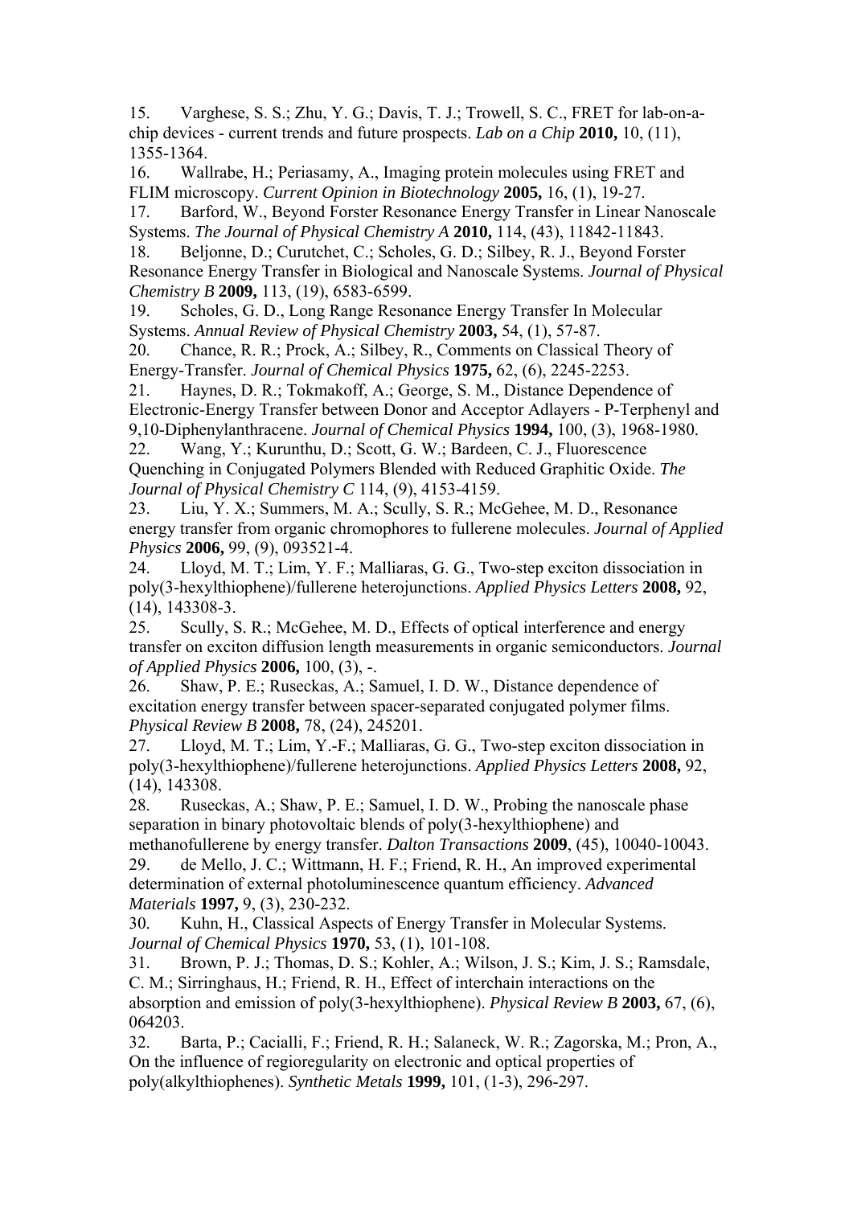15. Varghese, S. S.; Zhu, Y. G.; Davis, T. J.; Trowell, S. C., FRET for lab-on-a-chip devices - current trends and future prospects. *Lab on a Chip* **2010,** 10, (11), 1355-1364.
16. Wallrabe, H.; Periasamy, A., Imaging protein molecules using FRET and FLIM microscopy. *Current Opinion in Biotechnology* **2005,** 16, (1), 19-27.
17. Barford, W., Beyond Forster Resonance Energy Transfer in Linear Nanoscale Systems. *The Journal of Physical Chemistry A* **2010,** 114, (43), 11842-11843.
18. Beljonne, D.; Curutchet, C.; Scholes, G. D.; Silbey, R. J., Beyond Forster Resonance Energy Transfer in Biological and Nanoscale Systems. *Journal of Physical Chemistry B* **2009,** 113, (19), 6583-6599.
19. Scholes, G. D., Long Range Resonance Energy Transfer In Molecular Systems. *Annual Review of Physical Chemistry* **2003,** 54, (1), 57-87.
20. Chance, R. R.; Prock, A.; Silbey, R., Comments on Classical Theory of Energy-Transfer. *Journal of Chemical Physics* **1975,** 62, (6), 2245-2253.
21. Haynes, D. R.; Tokmakoff, A.; George, S. M., Distance Dependence of Electronic-Energy Transfer between Donor and Acceptor Adlayers - P-Terphenyl and 9,10-Diphenylanthracene. *Journal of Chemical Physics* **1994,** 100, (3), 1968-1980.
22. Wang, Y.; Kurunthu, D.; Scott, G. W.; Bardeen, C. J., Fluorescence Quenching in Conjugated Polymers Blended with Reduced Graphitic Oxide. *The Journal of Physical Chemistry C* 114, (9), 4153-4159.
23. Liu, Y. X.; Summers, M. A.; Scully, S. R.; McGehee, M. D., Resonance energy transfer from organic chromophores to fullerene molecules. *Journal of Applied Physics* **2006,** 99, (9), 093521-4.
24. Lloyd, M. T.; Lim, Y. F.; Malliaras, G. G., Two-step exciton dissociation in poly(3-hexylthiophene)/fullerene heterojunctions. *Applied Physics Letters* **2008,** 92, (14), 143308-3.
25. Scully, S. R.; McGehee, M. D., Effects of optical interference and energy transfer on exciton diffusion length measurements in organic semiconductors. *Journal of Applied Physics* **2006,** 100, (3), -.
26. Shaw, P. E.; Ruseckas, A.; Samuel, I. D. W., Distance dependence of excitation energy transfer between spacer-separated conjugated polymer films. *Physical Review B* **2008,** 78, (24), 245201.
27. Lloyd, M. T.; Lim, Y.-F.; Malliaras, G. G., Two-step exciton dissociation in poly(3-hexylthiophene)/fullerene heterojunctions. *Applied Physics Letters* **2008,** 92, (14), 143308.
28. Ruseckas, A.; Shaw, P. E.; Samuel, I. D. W., Probing the nanoscale phase separation in binary photovoltaic blends of poly(3-hexylthiophene) and methanofullerene by energy transfer. *Dalton Transactions* **2009**, (45), 10040-10043.
29. de Mello, J. C.; Wittmann, H. F.; Friend, R. H., An improved experimental determination of external photoluminescence quantum efficiency. *Advanced Materials* **1997,** 9, (3), 230-232.
30. Kuhn, H., Classical Aspects of Energy Transfer in Molecular Systems. *Journal of Chemical Physics* **1970,** 53, (1), 101-108.
31. Brown, P. J.; Thomas, D. S.; Kohler, A.; Wilson, J. S.; Kim, J. S.; Ramsdale, C. M.; Sirringhaus, H.; Friend, R. H., Effect of interchain interactions on the absorption and emission of poly(3-hexylthiophene). *Physical Review B* **2003,** 67, (6), 064203.
32. Barta, P.; Cacialli, F.; Friend, R. H.; Salaneck, W. R.; Zagorska, M.; Pron, A., On the influence of regioregularity on electronic and optical properties of poly(alkylthiophenes). *Synthetic Metals* **1999,** 101, (1-3), 296-297.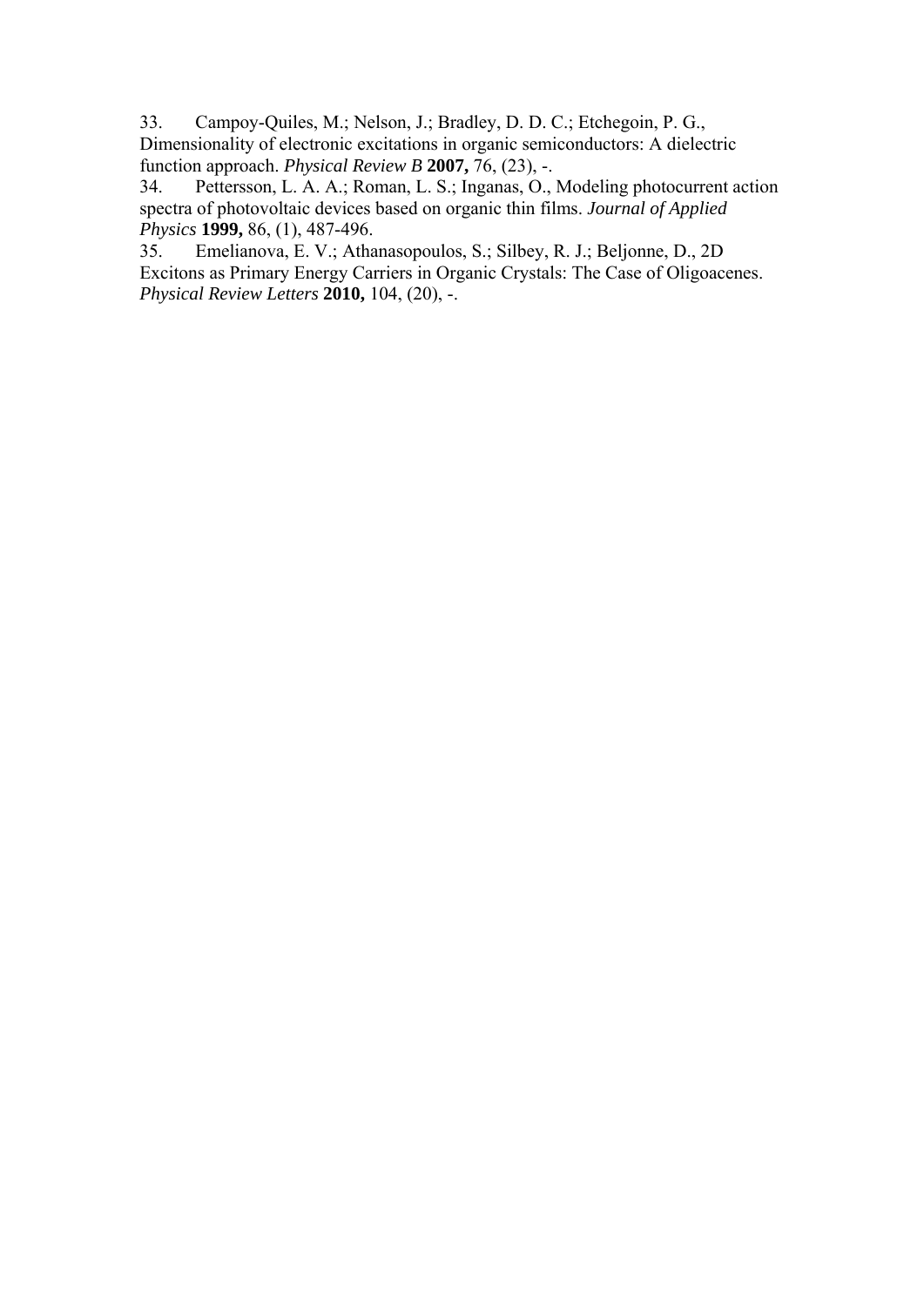33. Campoy-Quiles, M.; Nelson, J.; Bradley, D. D. C.; Etchegoin, P. G., Dimensionality of electronic excitations in organic semiconductors: A dielectric function approach. *Physical Review B* **2007,** 76, (23), -.

34. Pettersson, L. A. A.; Roman, L. S.; Inganas, O., Modeling photocurrent action spectra of photovoltaic devices based on organic thin films. *Journal of Applied Physics* **1999,** 86, (1), 487-496.

35. Emelianova, E. V.; Athanasopoulos, S.; Silbey, R. J.; Beljonne, D., 2D Excitons as Primary Energy Carriers in Organic Crystals: The Case of Oligoacenes. *Physical Review Letters* **2010,** 104, (20), -.